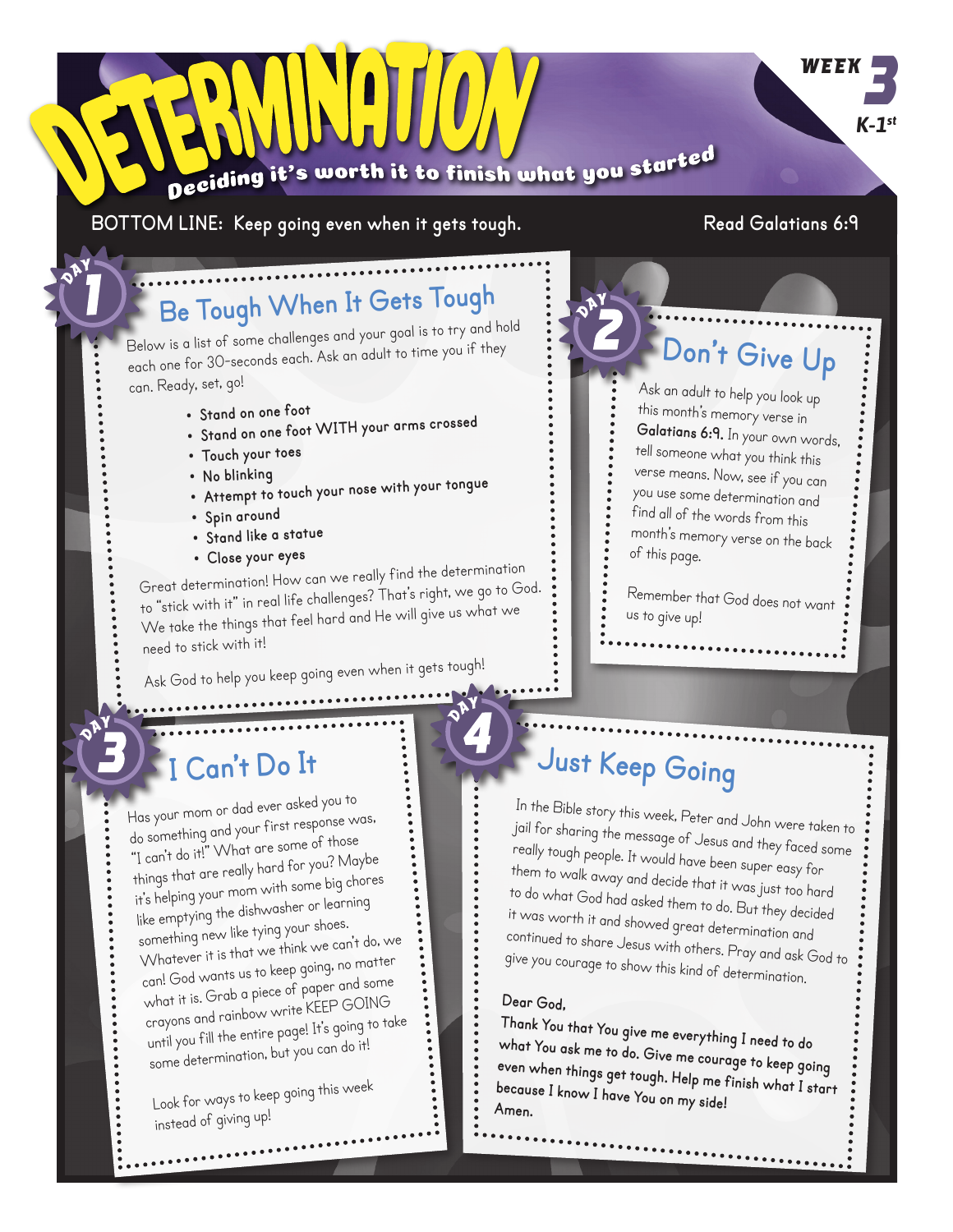# DETERMINATION

*Deciding it's worth it to finish what you started*

**WEEK 3**
**K-1st**

BOTTOM LINE: Keep going even when it gets tough.

Read Galatians 6:9

## DAY 1 — Be Tough When It Gets Tough

Below is a list of some challenges and your goal is to try and hold each one for 30-seconds each. Ask an adult to time you if they can. Ready, set, go!

- Stand on one foot
- Stand on one foot WITH your arms crossed
- Touch your toes
- No blinking
- Attempt to touch your nose with your tongue
- Spin around
- Stand like a statue
- Close your eyes

Great determination! How can we really find the determination to "stick with it" in real life challenges? That's right, we go to God. We take the things that feel hard and He will give us what we need to stick with it!

Ask God to help you keep going even when it gets tough!

## DAY 2 — Don't Give Up

Ask an adult to help you look up this month's memory verse in **Galatians 6:9.** In your own words, tell someone what you think this verse means. Now, see if you can you use some determination and find all of the words from this month's memory verse on the back of this page.

Remember that God does not want us to give up!

## DAY 3 — I Can't Do It

Has your mom or dad ever asked you to do something and your first response was, "I can't do it!" What are some of those things that are really hard for you? Maybe it's helping your mom with some big chores like emptying the dishwasher or learning something new like tying your shoes. Whatever it is that we think we can't do, we can! God wants us to keep going, no matter what it is. Grab a piece of paper and some crayons and rainbow write KEEP GOING until you fill the entire page! It's going to take some determination, but you can do it!

Look for ways to keep going this week instead of giving up!

## DAY 4 — Just Keep Going

In the Bible story this week, Peter and John were taken to jail for sharing the message of Jesus and they faced some really tough people. It would have been super easy for them to walk away and decide that it was just too hard to do what God had asked them to do. But they decided it was worth it and showed great determination and continued to share Jesus with others. Pray and ask God to give you courage to show this kind of determination.

**Dear God,**
**Thank You that You give me everything I need to do what You ask me to do. Give me courage to keep going even when things get tough. Help me finish what I start because I know I have You on my side!**
**Amen.**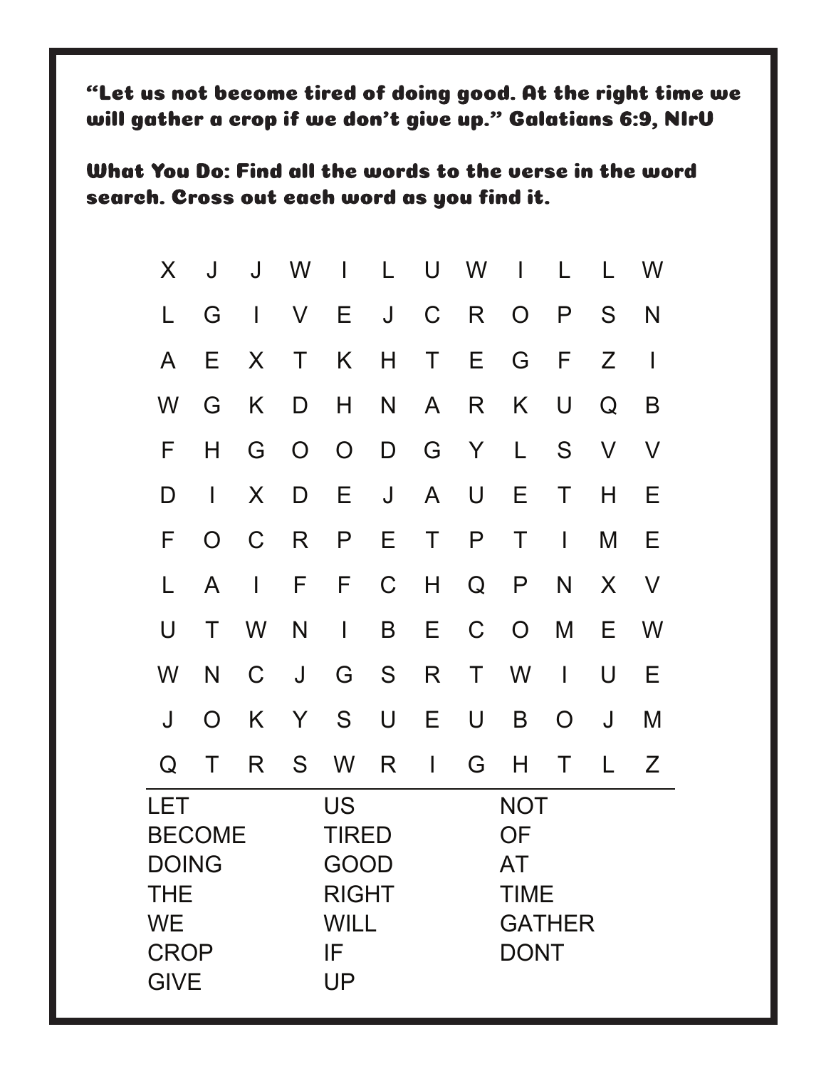**"Let us not become tired of doing good. At the right time we will gather a crop if we don't give up." Galatians 6:9, NIrV**

**What You Do: Find all the words to the verse in the word search. Cross out each word as you find it.**

| | | | | | | | | | | | |
|---|---|---|---|---|---|---|---|---|---|---|---|
| X | J | J | W | I | L | U | W | I | L | L | W |
| L | G | I | V | E | J | C | R | O | P | S | N |
| A | E | X | T | K | H | T | E | G | F | Z | I |
| W | G | K | D | H | N | A | R | K | U | Q | B |
| F | H | G | O | O | D | G | Y | L | S | V | V |
| D | I | X | D | E | J | A | U | E | T | H | E |
| F | O | C | R | P | E | T | P | T | I | M | E |
| L | A | I | F | F | C | H | Q | P | N | X | V |
| U | T | W | N | I | B | E | C | O | M | E | W |
| W | N | C | J | G | S | R | T | W | I | U | E |
| J | O | K | Y | S | U | E | U | B | O | J | M |
| Q | T | R | S | W | R | I | G | H | T | L | Z |

| | | |
|---|---|---|
| LET | US | NOT |
| BECOME | TIRED | OF |
| DOING | GOOD | AT |
| THE | RIGHT | TIME |
| WE | WILL | GATHER |
| CROP | IF | DONT |
| GIVE | UP | |